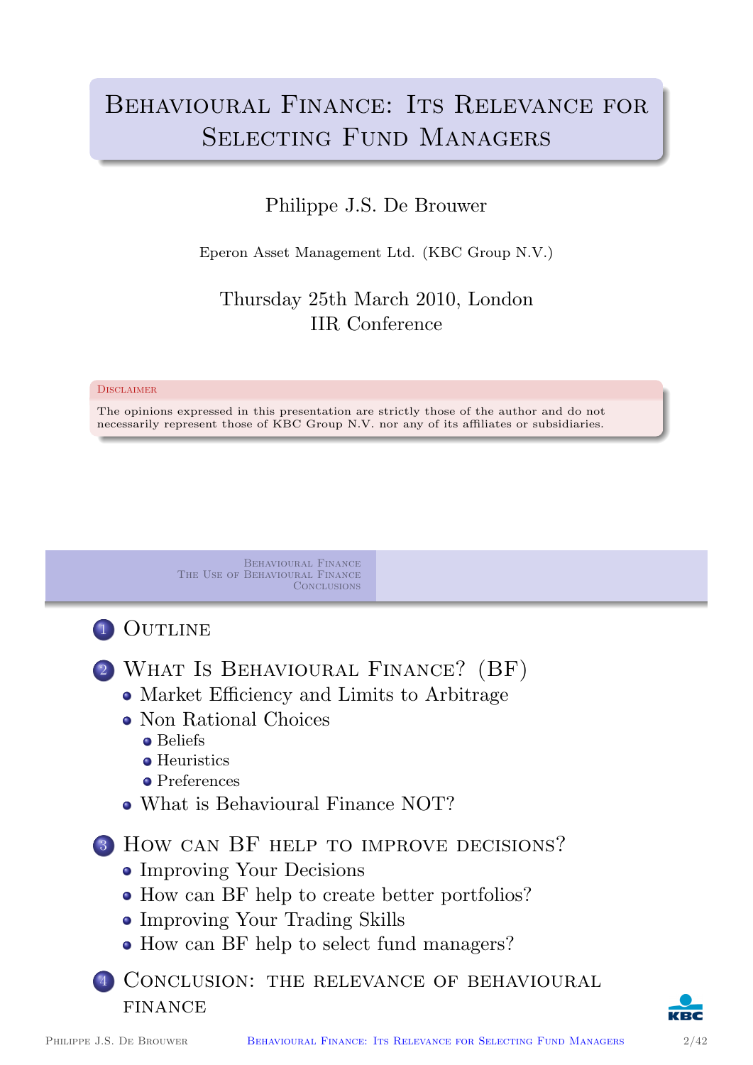# Behavioural Finance: Its Relevance for Selecting Fund Managers

Philippe J.S. De Brouwer

Eperon Asset Management Ltd. (KBC Group N.V.)

Thursday 25th March 2010, London
IIR Conference

**Disclaimer**

The opinions expressed in this presentation are strictly those of the author and do not necessarily represent those of KBC Group N.V. nor any of its affiliates or subsidiaries.

---

1. Outline
2. What Is Behavioural Finance? (BF)
   - Market Efficiency and Limits to Arbitrage
   - Non Rational Choices
     - Beliefs
     - Heuristics
     - Preferences
   - What is Behavioural Finance NOT?
3. How can BF help to improve decisions?
   - Improving Your Decisions
   - How can BF help to create better portfolios?
   - Improving Your Trading Skills
   - How can BF help to select fund managers?
4. Conclusion: the relevance of behavioural finance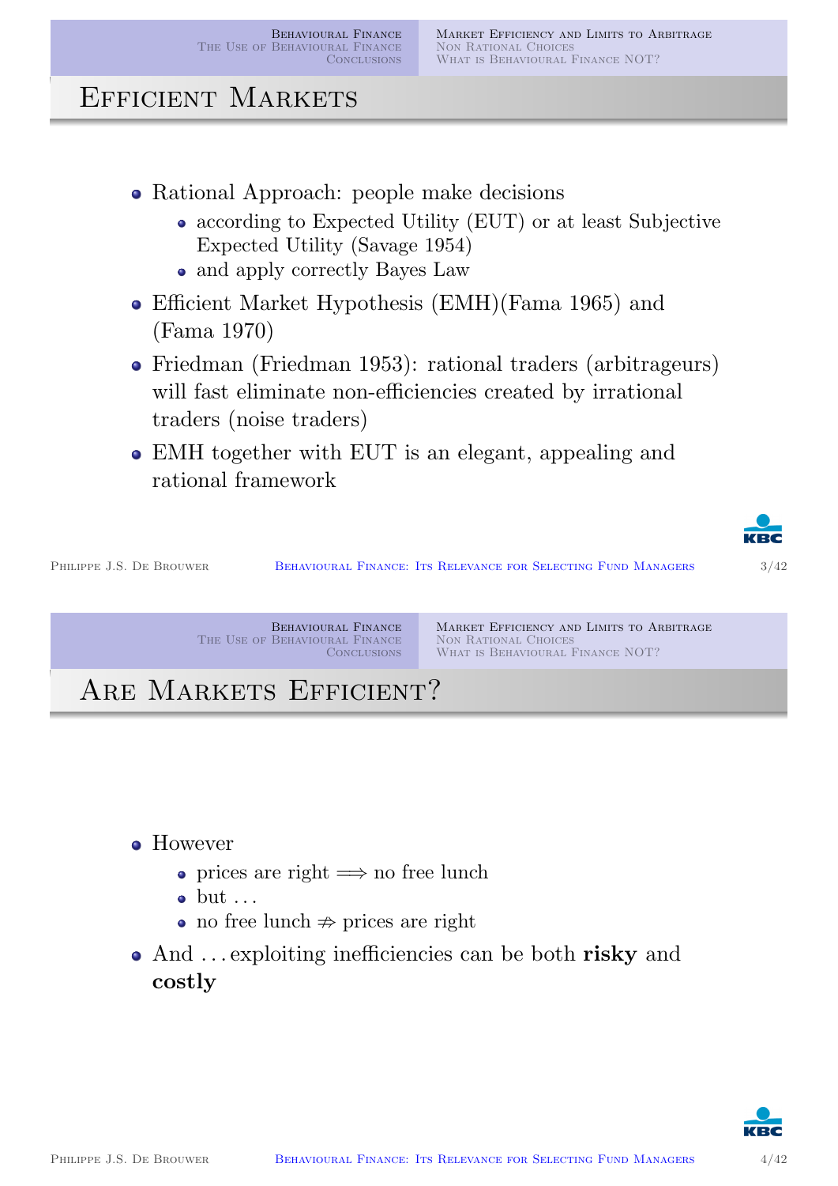## Efficient Markets

- Rational Approach: people make decisions
  - according to Expected Utility (EUT) or at least Subjective Expected Utility (Savage 1954)
  - and apply correctly Bayes Law
- Efficient Market Hypothesis (EMH)(Fama 1965) and (Fama 1970)
- Friedman (Friedman 1953): rational traders (arbitrageurs) will fast eliminate non-efficiencies created by irrational traders (noise traders)
- EMH together with EUT is an elegant, appealing and rational framework

## Are Markets Efficient?

- However
  - prices are right $\Longrightarrow$ no free lunch
  - but ...
  - no free lunch $\not\Rightarrow$ prices are right
- And ... exploiting inefficiencies can be both **risky** and **costly**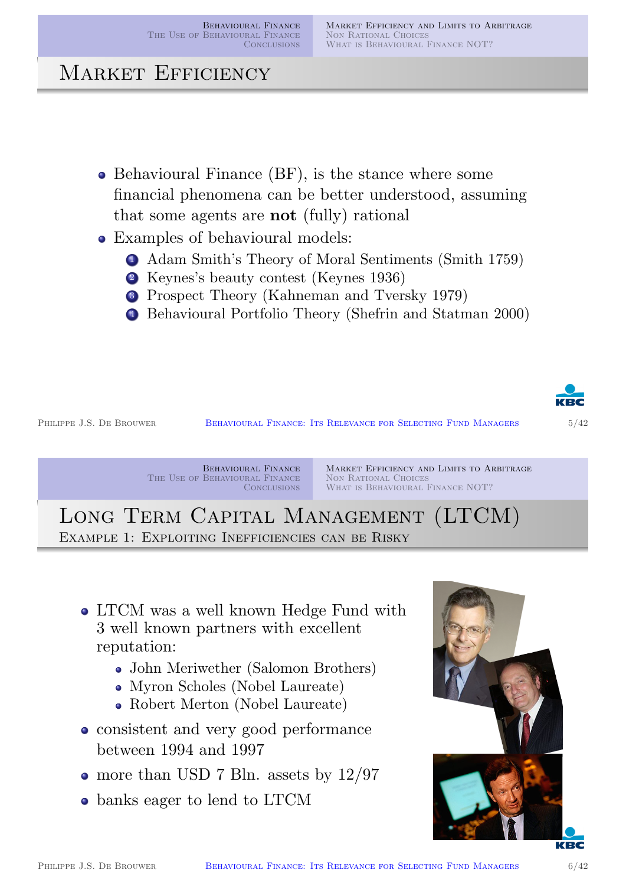# Market Efficiency

- Behavioural Finance (BF), is the stance where some financial phenomena can be better understood, assuming that some agents are **not** (fully) rational
- Examples of behavioural models:
  1. Adam Smith's Theory of Moral Sentiments (Smith 1759)
  2. Keynes's beauty contest (Keynes 1936)
  3. Prospect Theory (Kahneman and Tversky 1979)
  4. Behavioural Portfolio Theory (Shefrin and Statman 2000)

# Long Term Capital Management (LTCM)

## Example 1: Exploiting Inefficiencies can be Risky

- LTCM was a well known Hedge Fund with 3 well known partners with excellent reputation:
  - John Meriwether (Salomon Brothers)
  - Myron Scholes (Nobel Laureate)
  - Robert Merton (Nobel Laureate)
- consistent and very good performance between 1994 and 1997
- more than USD 7 Bln. assets by 12/97
- banks eager to lend to LTCM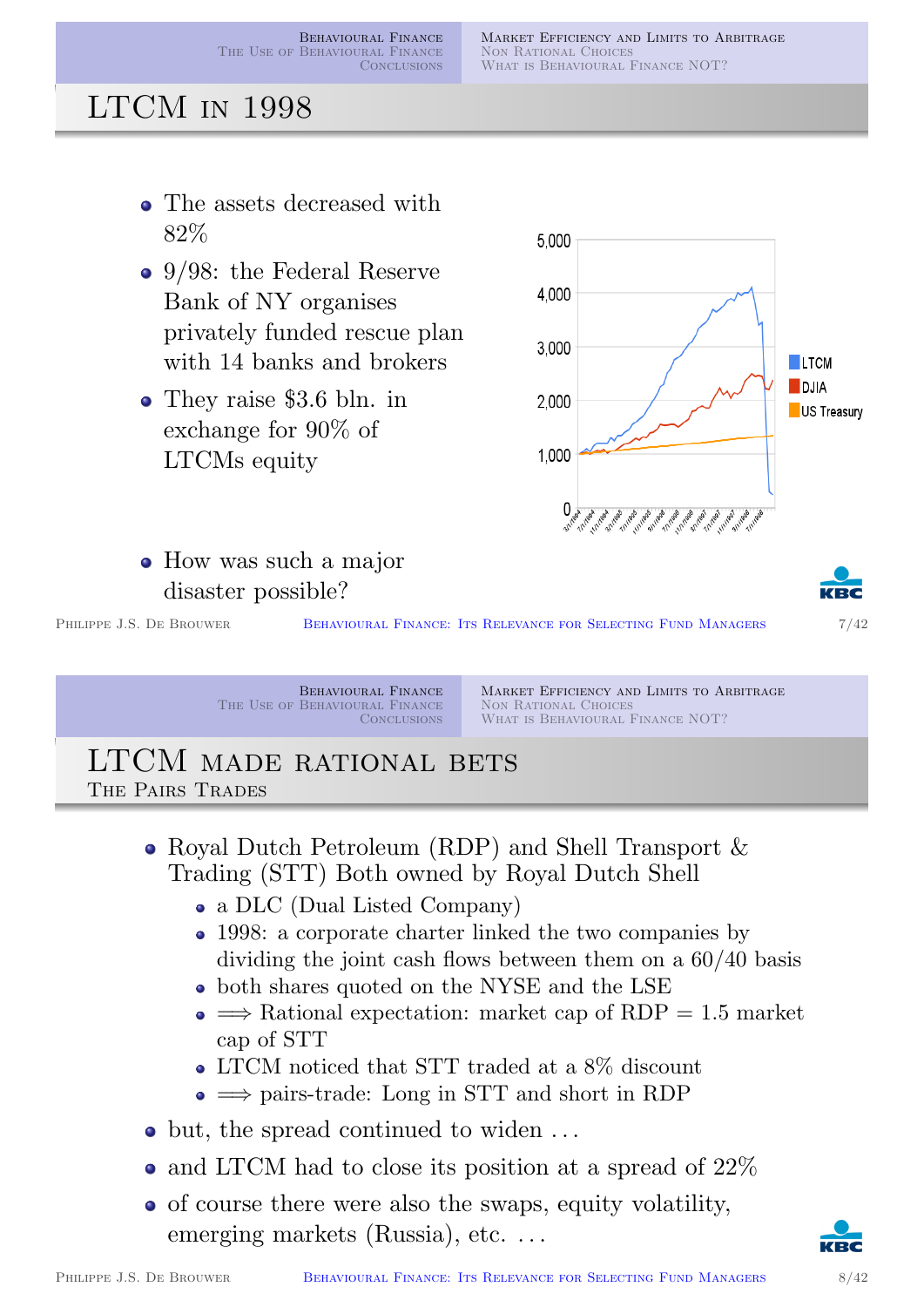# LTCM in 1998

- The assets decreased with 82%
- 9/98: the Federal Reserve Bank of NY organises privately funded rescue plan with 14 banks and brokers
- They raise \$3.6 bln. in exchange for 90% of LTCMs equity
- How was such a major disaster possible?

# LTCM made rational bets

## The Pairs Trades

- Royal Dutch Petroleum (RDP) and Shell Transport & Trading (STT) Both owned by Royal Dutch Shell
  - a DLC (Dual Listed Company)
  - 1998: a corporate charter linked the two companies by dividing the joint cash flows between them on a 60/40 basis
  - both shares quoted on the NYSE and the LSE
  - $\Longrightarrow$ Rational expectation: market cap of RDP = 1.5 market cap of STT
  - LTCM noticed that STT traded at a 8% discount
  - $\Longrightarrow$ pairs-trade: Long in STT and short in RDP
- but, the spread continued to widen ...
- and LTCM had to close its position at a spread of 22%
- of course there were also the swaps, equity volatility, emerging markets (Russia), etc. ...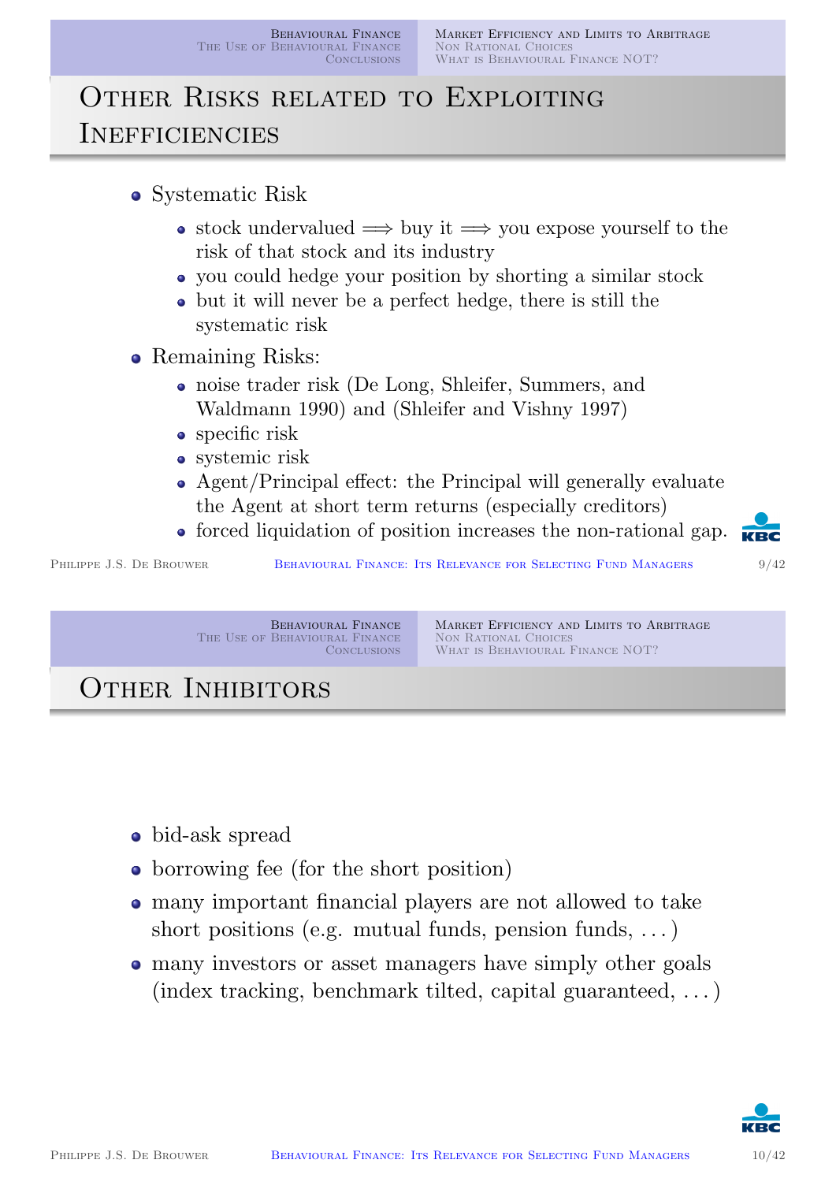## Other Risks related to Exploiting Inefficiencies

- Systematic Risk
  - stock undervalued $\Longrightarrow$ buy it $\Longrightarrow$ you expose yourself to the risk of that stock and its industry
  - you could hedge your position by shorting a similar stock
  - but it will never be a perfect hedge, there is still the systematic risk
- Remaining Risks:
  - noise trader risk (De Long, Shleifer, Summers, and Waldmann 1990) and (Shleifer and Vishny 1997)
  - specific risk
  - systemic risk
  - Agent/Principal effect: the Principal will generally evaluate the Agent at short term returns (especially creditors)
  - forced liquidation of position increases the non-rational gap.

## Other Inhibitors

- bid-ask spread
- borrowing fee (for the short position)
- many important financial players are not allowed to take short positions (e.g. mutual funds, pension funds, ...)
- many investors or asset managers have simply other goals (index tracking, benchmark tilted, capital guaranteed, ...)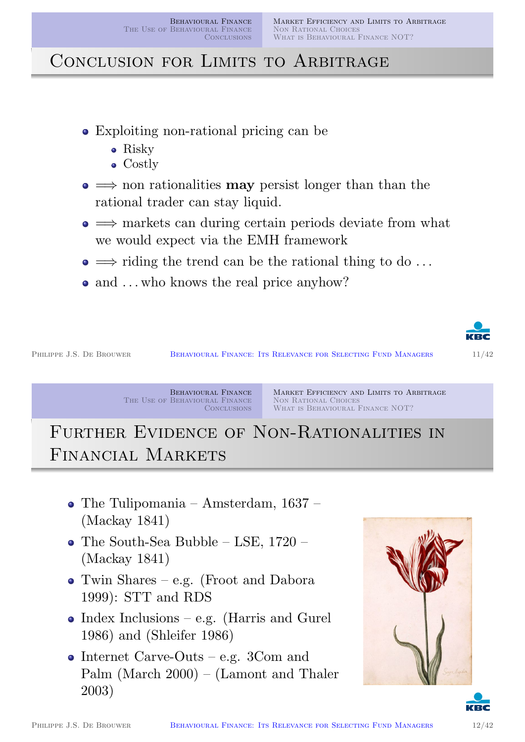## Conclusion for Limits to Arbitrage

- Exploiting non-rational pricing can be
  - Risky
  - Costly
- $\Longrightarrow$ non rationalities **may** persist longer than than the rational trader can stay liquid.
- $\Longrightarrow$ markets can during certain periods deviate from what we would expect via the EMH framework
- $\Longrightarrow$ riding the trend can be the rational thing to do ...
- and ... who knows the real price anyhow?

## Further Evidence of Non-Rationalities in Financial Markets

- The Tulipomania – Amsterdam, 1637 – (Mackay 1841)
- The South-Sea Bubble – LSE, 1720 – (Mackay 1841)
- Twin Shares – e.g. (Froot and Dabora 1999): STT and RDS
- Index Inclusions – e.g. (Harris and Gurel 1986) and (Shleifer 1986)
- Internet Carve-Outs – e.g. 3Com and Palm (March 2000) – (Lamont and Thaler 2003)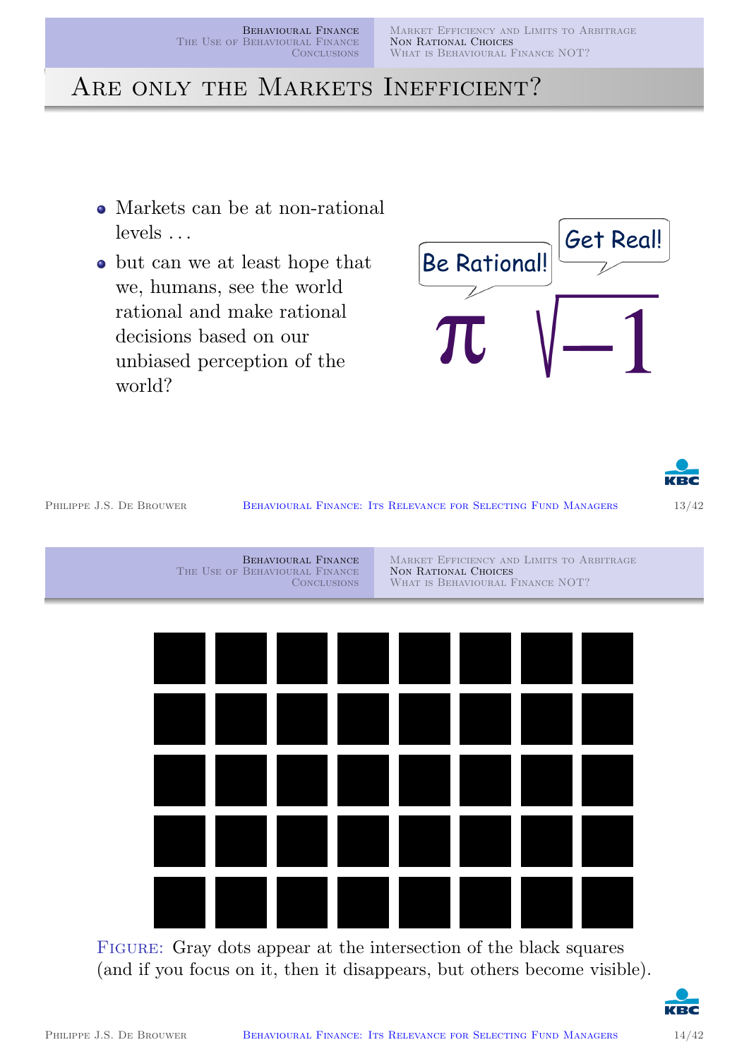## Are only the Markets Inefficient?

- Markets can be at non-rational levels ...
- but can we at least hope that we, humans, see the world rational and make rational decisions based on our unbiased perception of the world?

Be Rational! Get Real!

$\pi$ $\sqrt{-1}$

Figure: Gray dots appear at the intersection of the black squares (and if you focus on it, then it disappears, but others become visible).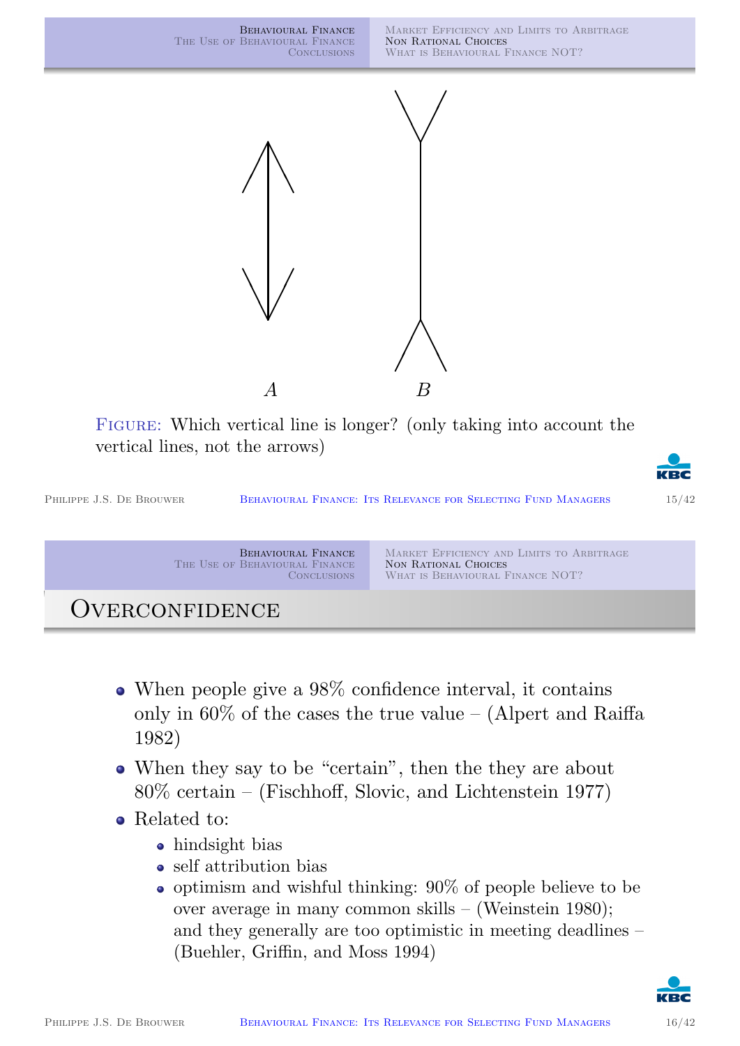A B

FIGURE: Which vertical line is longer? (only taking into account the vertical lines, not the arrows)

## Overconfidence

- When people give a 98% confidence interval, it contains only in 60% of the cases the true value – (Alpert and Raiffa 1982)
- When they say to be "certain", then the they are about 80% certain – (Fischhoff, Slovic, and Lichtenstein 1977)
- Related to:
  - hindsight bias
  - self attribution bias
  - optimism and wishful thinking: 90% of people believe to be over average in many common skills – (Weinstein 1980); and they generally are too optimistic in meeting deadlines – (Buehler, Griffin, and Moss 1994)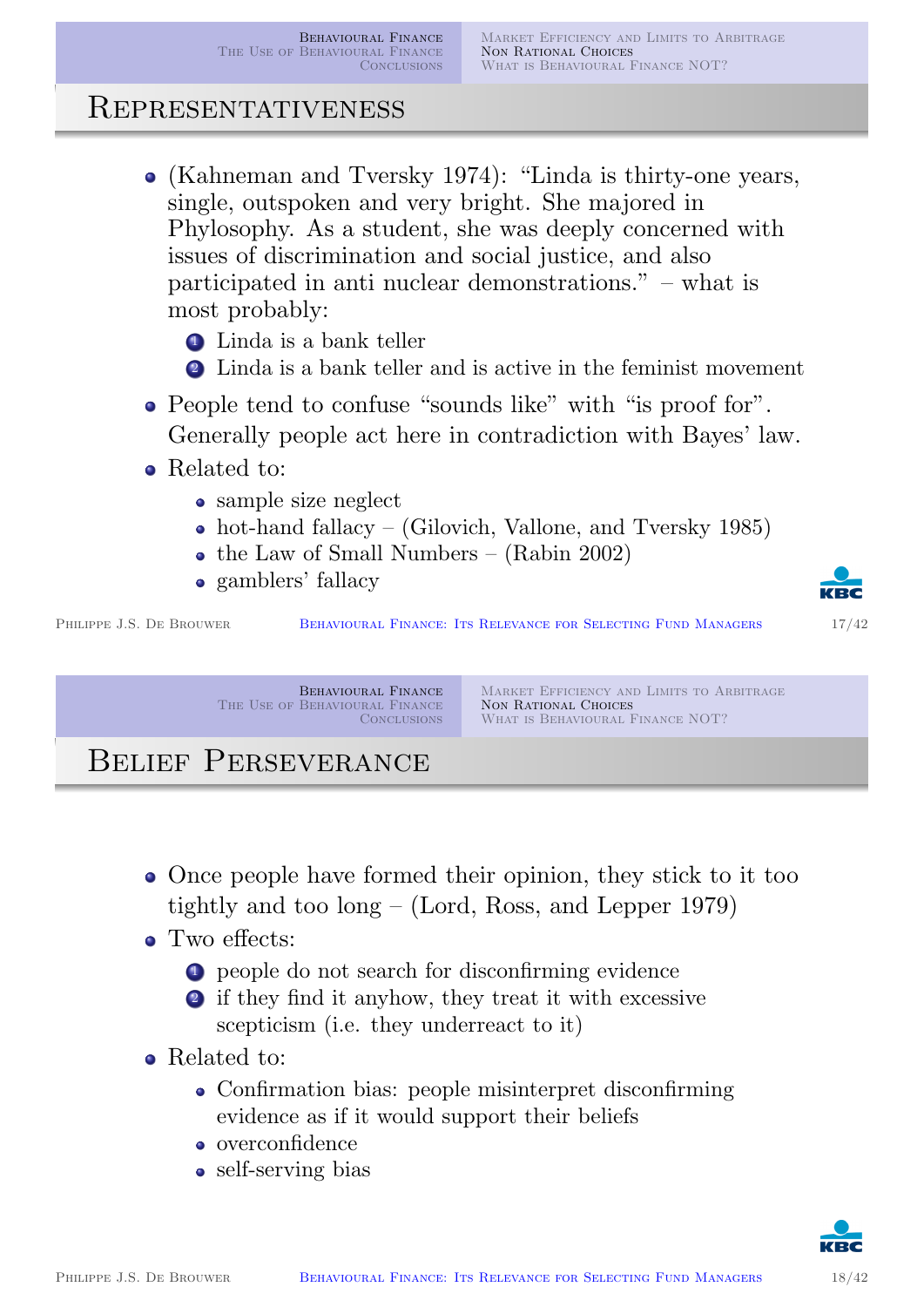## Representativeness

- (Kahneman and Tversky 1974): "Linda is thirty-one years, single, outspoken and very bright. She majored in Phylosophy. As a student, she was deeply concerned with issues of discrimination and social justice, and also participated in anti nuclear demonstrations." – what is most probably:
  1. Linda is a bank teller
  2. Linda is a bank teller and is active in the feminist movement
- People tend to confuse "sounds like" with "is proof for". Generally people act here in contradiction with Bayes' law.
- Related to:
  - sample size neglect
  - hot-hand fallacy – (Gilovich, Vallone, and Tversky 1985)
  - the Law of Small Numbers – (Rabin 2002)
  - gamblers' fallacy

## Belief Perseverance

- Once people have formed their opinion, they stick to it too tightly and too long – (Lord, Ross, and Lepper 1979)
- Two effects:
  1. people do not search for disconfirming evidence
  2. if they find it anyhow, they treat it with excessive scepticism (i.e. they underreact to it)
- Related to:
  - Confirmation bias: people misinterpret disconfirming evidence as if it would support their beliefs
  - overconfidence
  - self-serving bias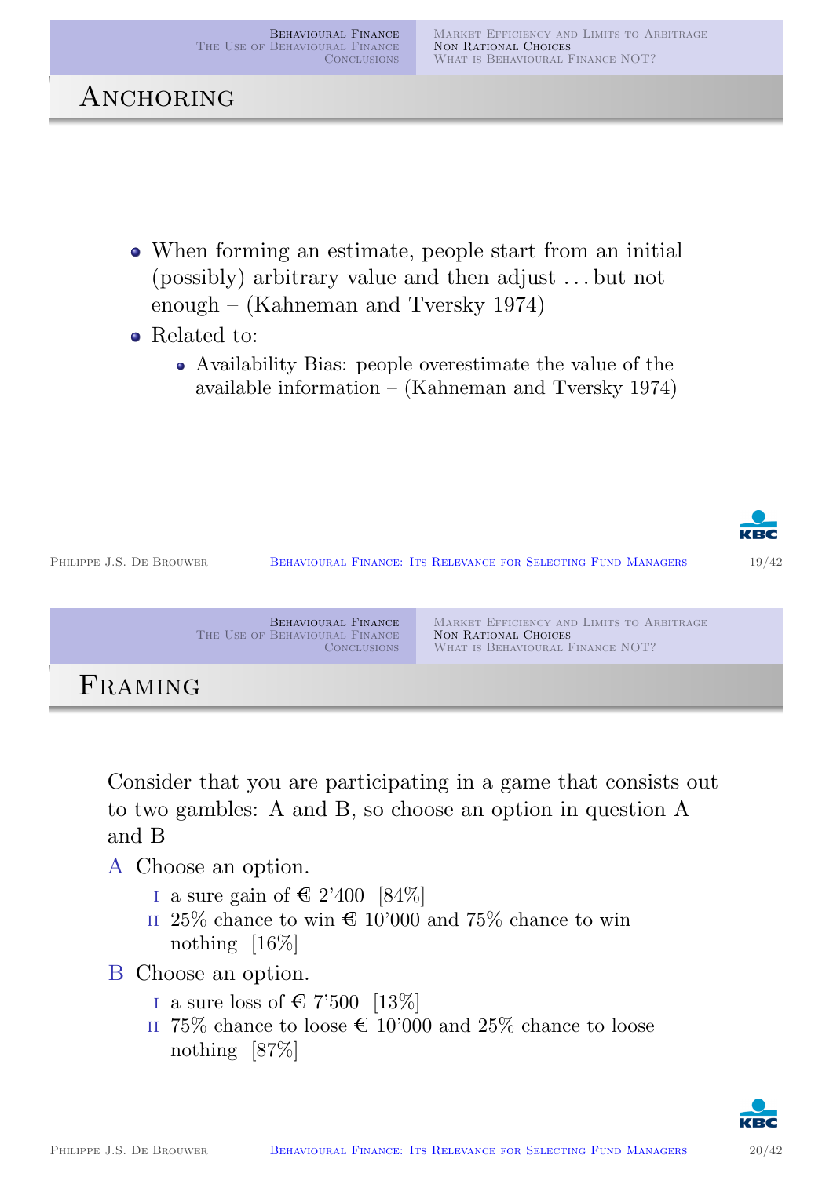# Anchoring

- When forming an estimate, people start from an initial (possibly) arbitrary value and then adjust . . . but not enough – (Kahneman and Tversky 1974)
- Related to:
  - Availability Bias: people overestimate the value of the available information – (Kahneman and Tversky 1974)

# Framing

Consider that you are participating in a game that consists out to two gambles: A and B, so choose an option in question A and B

A Choose an option.

- I a sure gain of € 2'400 [84%]
- II 25% chance to win € 10'000 and 75% chance to win nothing [16%]

B Choose an option.

- I a sure loss of € 7'500 [13%]
- II 75% chance to loose € 10'000 and 25% chance to loose nothing [87%]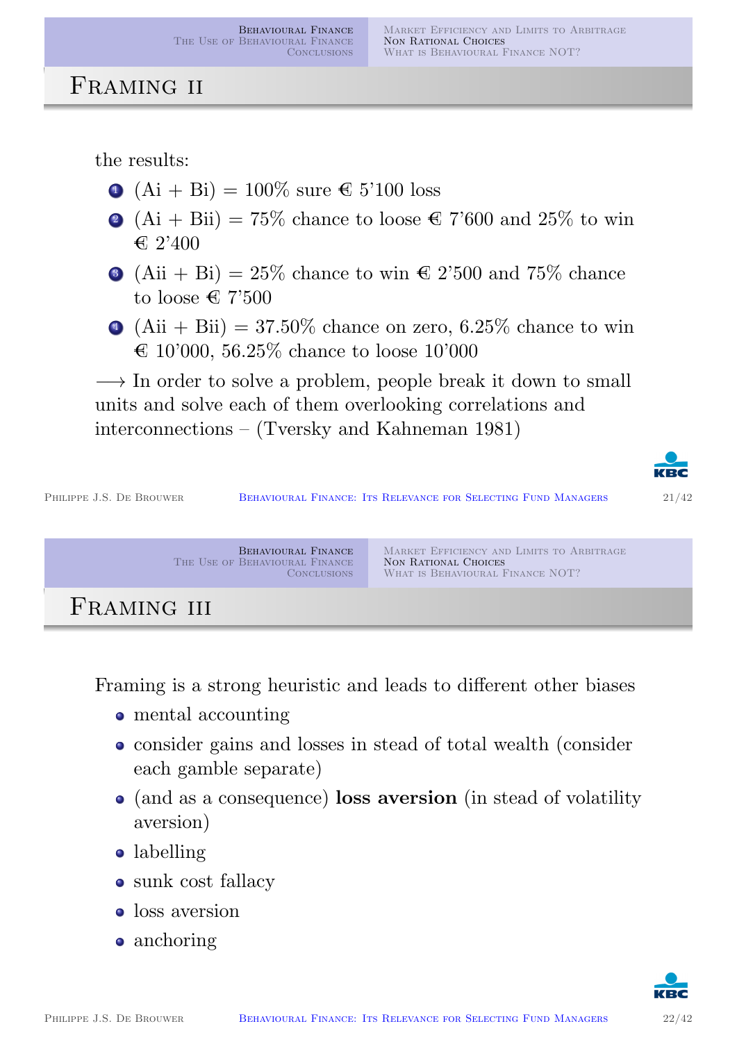## Framing II

the results:

1. (Ai + Bi) = 100% sure € 5'100 loss
2. (Ai + Bii) = 75% chance to loose € 7'600 and 25% to win € 2'400
3. (Aii + Bi) = 25% chance to win € 2'500 and 75% chance to loose € 7'500
4. (Aii + Bii) = 37.50% chance on zero, 6.25% chance to win € 10'000, 56.25% chance to loose 10'000

⟶ In order to solve a problem, people break it down to small units and solve each of them overlooking correlations and interconnections – (Tversky and Kahneman 1981)

## Framing III

Framing is a strong heuristic and leads to different other biases

- mental accounting
- consider gains and losses in stead of total wealth (consider each gamble separate)
- (and as a consequence) **loss aversion** (in stead of volatility aversion)
- labelling
- sunk cost fallacy
- loss aversion
- anchoring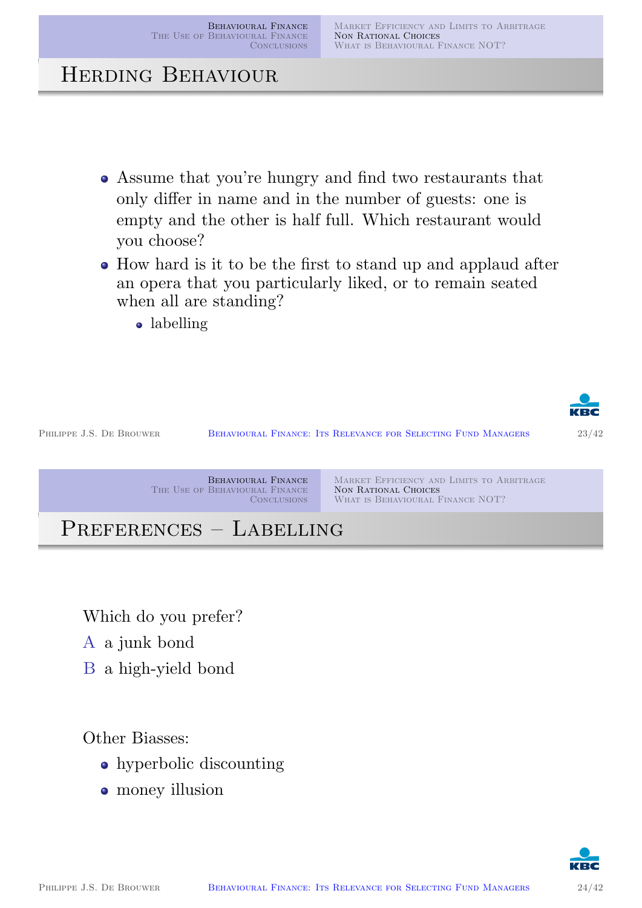## Herding Behaviour

- Assume that you're hungry and find two restaurants that only differ in name and in the number of guests: one is empty and the other is half full. Which restaurant would you choose?
- How hard is it to be the first to stand up and applaud after an opera that you particularly liked, or to remain seated when all are standing?
  - labelling

## Preferences – Labelling

Which do you prefer?

A a junk bond

B a high-yield bond

Other Biasses:

- hyperbolic discounting
- money illusion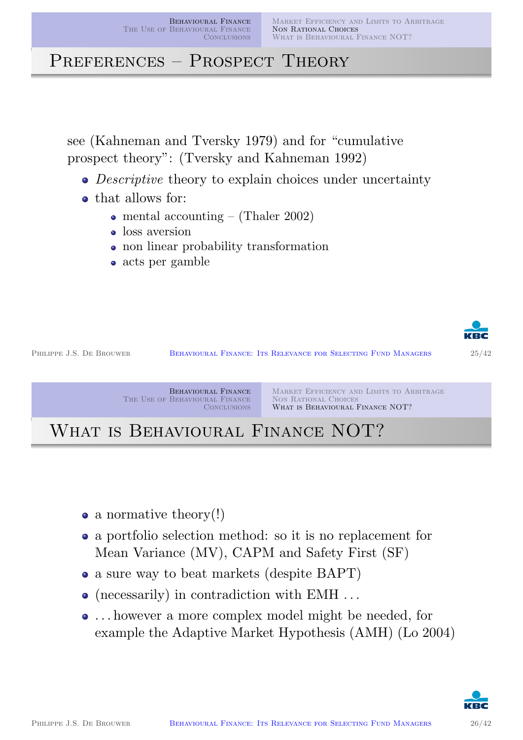# Preferences – Prospect Theory

see (Kahneman and Tversky 1979) and for "cumulative prospect theory": (Tversky and Kahneman 1992)

- *Descriptive* theory to explain choices under uncertainty
- that allows for:
  - mental accounting – (Thaler 2002)
  - loss aversion
  - non linear probability transformation
  - acts per gamble

# What is Behavioural Finance NOT?

- a normative theory(!)
- a portfolio selection method: so it is no replacement for Mean Variance (MV), CAPM and Safety First (SF)
- a sure way to beat markets (despite BAPT)
- (necessarily) in contradiction with EMH …
- … however a more complex model might be needed, for example the Adaptive Market Hypothesis (AMH) (Lo 2004)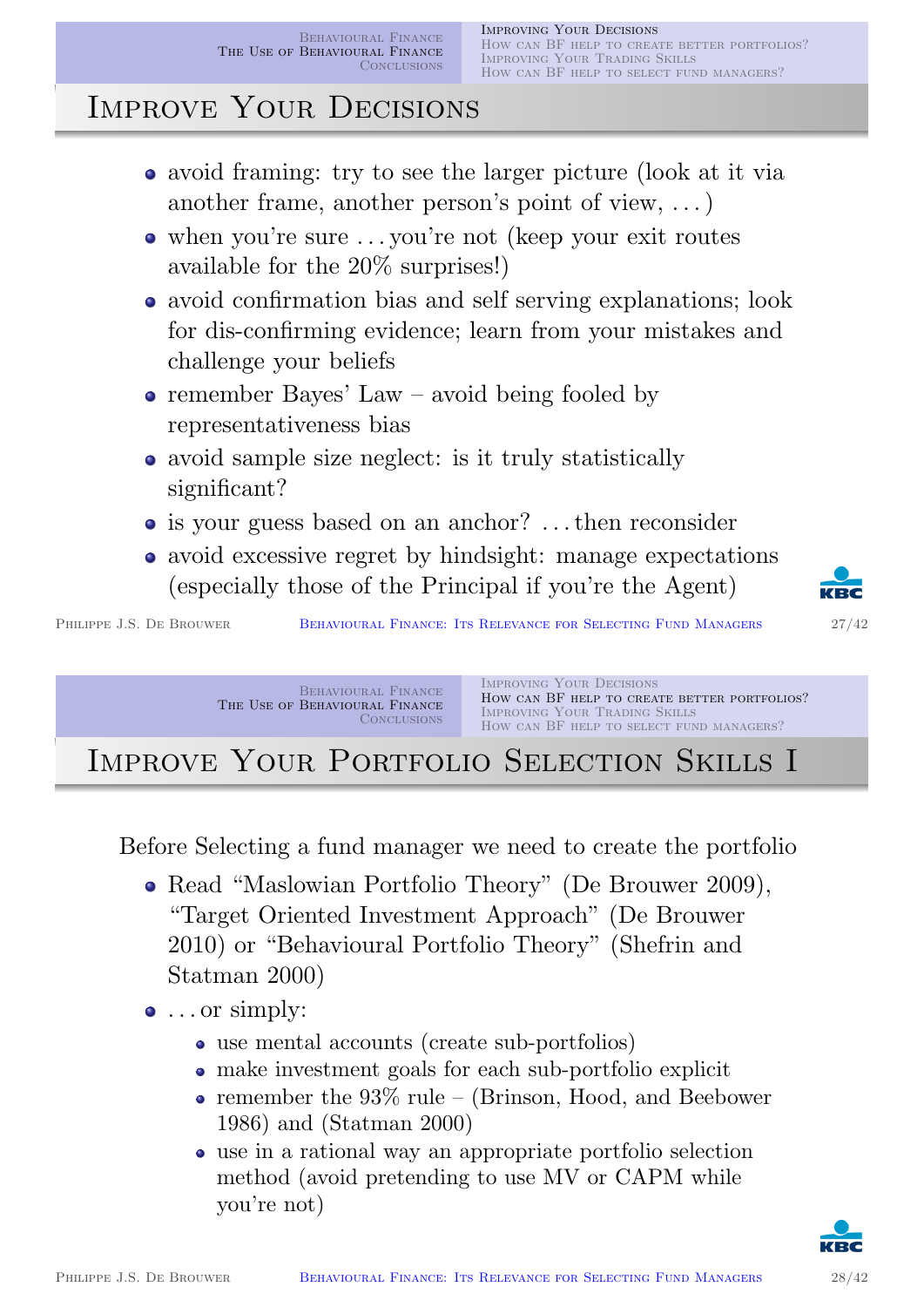# Improve Your Decisions

- avoid framing: try to see the larger picture (look at it via another frame, another person's point of view, ...)
- when you're sure ... you're not (keep your exit routes available for the 20% surprises!)
- avoid confirmation bias and self serving explanations; look for dis-confirming evidence; learn from your mistakes and challenge your beliefs
- remember Bayes' Law – avoid being fooled by representativeness bias
- avoid sample size neglect: is it truly statistically significant?
- is your guess based on an anchor? ... then reconsider
- avoid excessive regret by hindsight: manage expectations (especially those of the Principal if you're the Agent)

# Improve Your Portfolio Selection Skills I

Before Selecting a fund manager we need to create the portfolio

- Read "Maslowian Portfolio Theory" (De Brouwer 2009), "Target Oriented Investment Approach" (De Brouwer 2010) or "Behavioural Portfolio Theory" (Shefrin and Statman 2000)
- ... or simply:
  - use mental accounts (create sub-portfolios)
  - make investment goals for each sub-portfolio explicit
  - remember the 93% rule – (Brinson, Hood, and Beebower 1986) and (Statman 2000)
  - use in a rational way an appropriate portfolio selection method (avoid pretending to use MV or CAPM while you're not)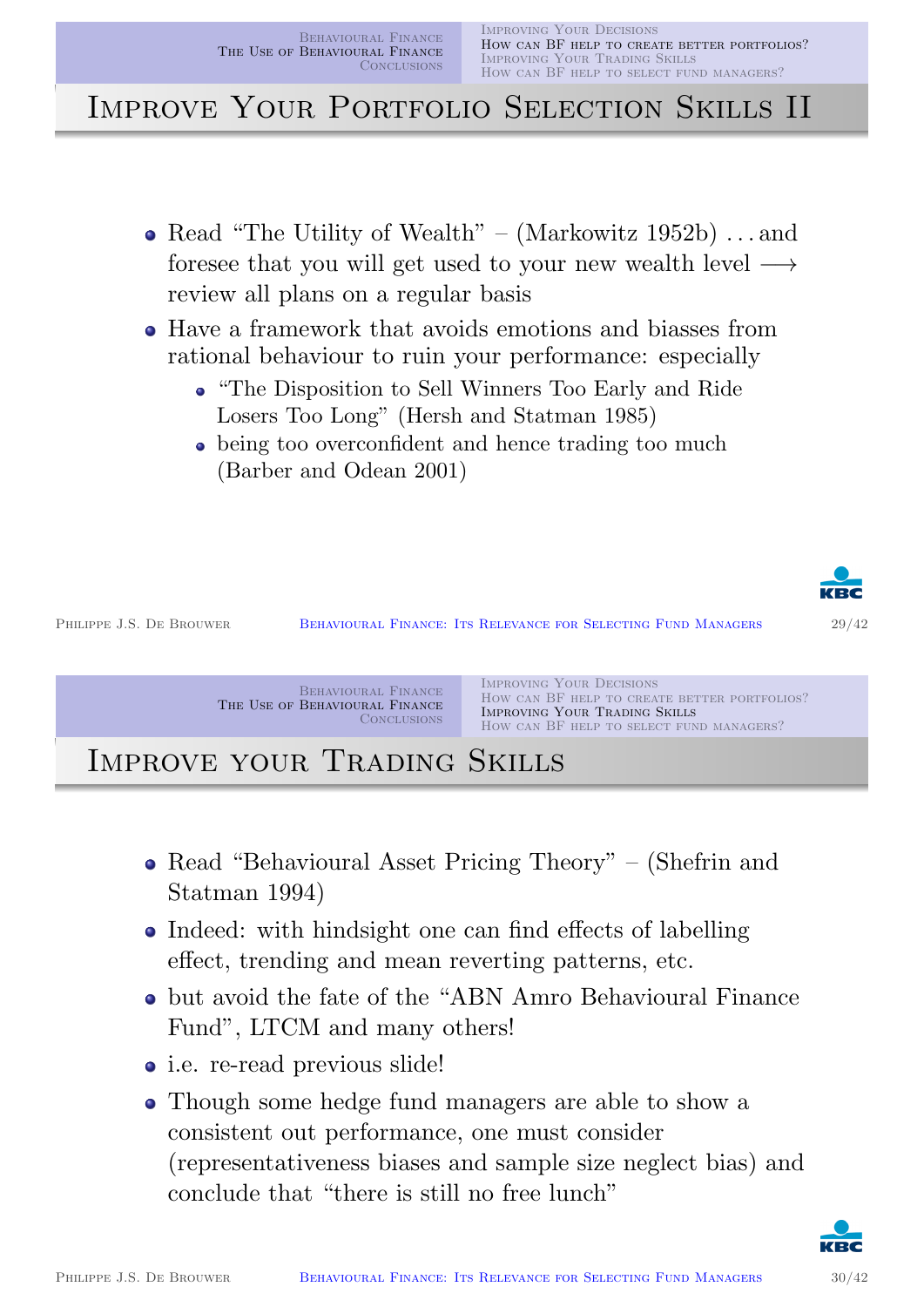# Improve Your Portfolio Selection Skills II

- Read "The Utility of Wealth" – (Markowitz 1952b) ... and foresee that you will get used to your new wealth level ⟶ review all plans on a regular basis
- Have a framework that avoids emotions and biasses from rational behaviour to ruin your performance: especially
  - "The Disposition to Sell Winners Too Early and Ride Losers Too Long" (Hersh and Statman 1985)
  - being too overconfident and hence trading too much (Barber and Odean 2001)

# Improve your Trading Skills

- Read "Behavioural Asset Pricing Theory" – (Shefrin and Statman 1994)
- Indeed: with hindsight one can find effects of labelling effect, trending and mean reverting patterns, etc.
- but avoid the fate of the "ABN Amro Behavioural Finance Fund", LTCM and many others!
- i.e. re-read previous slide!
- Though some hedge fund managers are able to show a consistent out performance, one must consider (representativeness biases and sample size neglect bias) and conclude that "there is still no free lunch"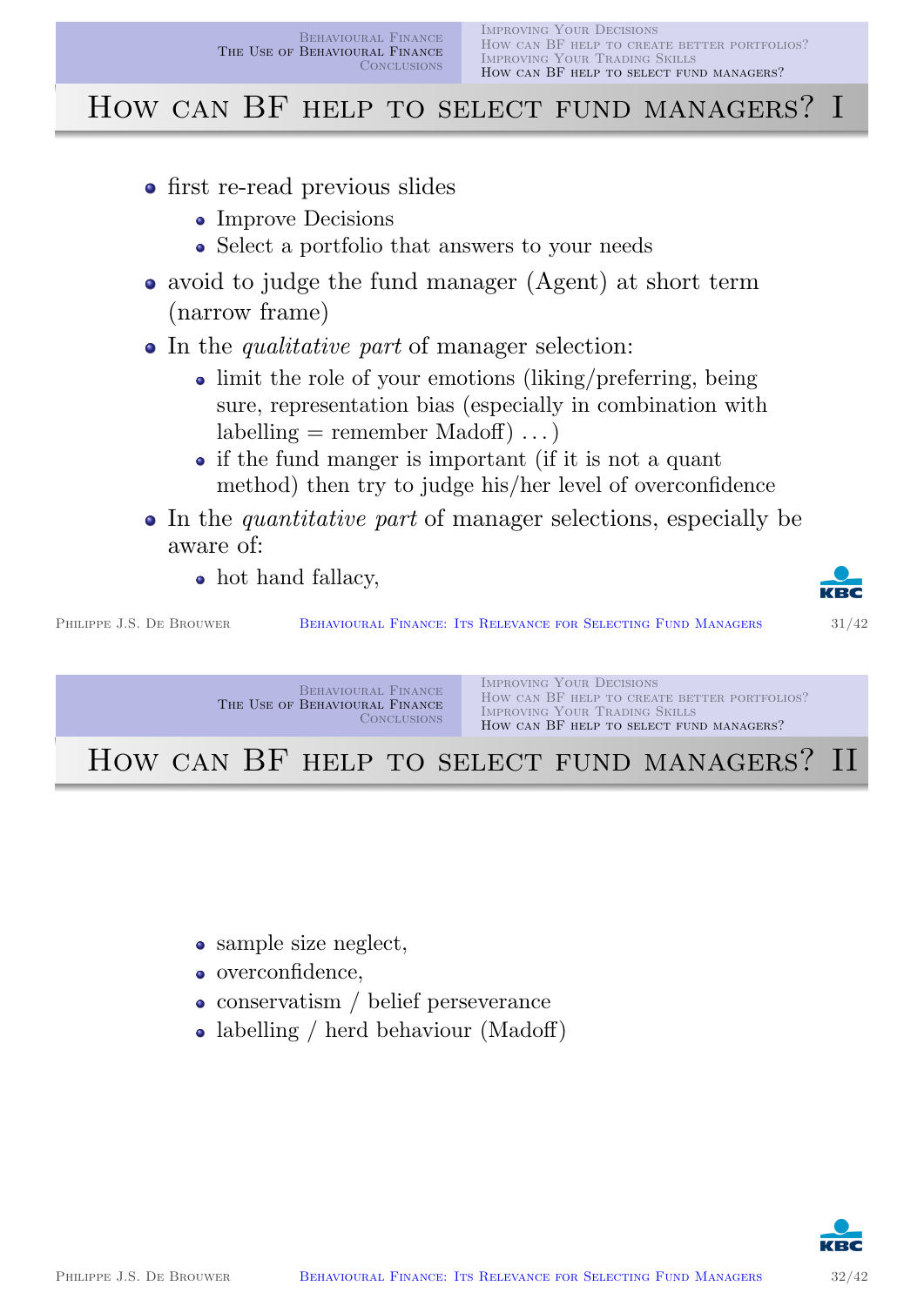# How can BF help to select fund managers? I

- first re-read previous slides
  - Improve Decisions
  - Select a portfolio that answers to your needs
- avoid to judge the fund manager (Agent) at short term (narrow frame)
- In the *qualitative part* of manager selection:
  - limit the role of your emotions (liking/preferring, being sure, representation bias (especially in combination with labelling = remember Madoff) ...)
  - if the fund manger is important (if it is not a quant method) then try to judge his/her level of overconfidence
- In the *quantitative part* of manager selections, especially be aware of:
  - hot hand fallacy,

# How can BF help to select fund managers? II

- sample size neglect,
- overconfidence,
- conservatism / belief perseverance
- labelling / herd behaviour (Madoff)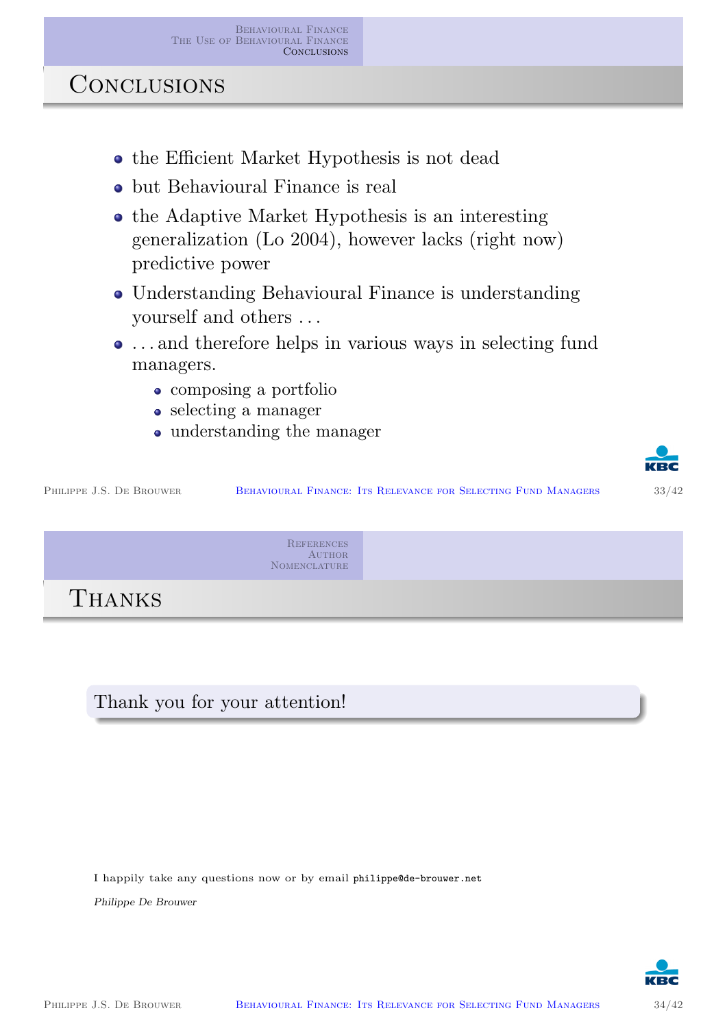## Conclusions

- the Efficient Market Hypothesis is not dead
- but Behavioural Finance is real
- the Adaptive Market Hypothesis is an interesting generalization (Lo 2004), however lacks (right now) predictive power
- Understanding Behavioural Finance is understanding yourself and others . . .
- . . . and therefore helps in various ways in selecting fund managers.
  - composing a portfolio
  - selecting a manager
  - understanding the manager

## Thanks

Thank you for your attention!

I happily take any questions now or by email `philippe@de-brouwer.net`

*Philippe De Brouwer*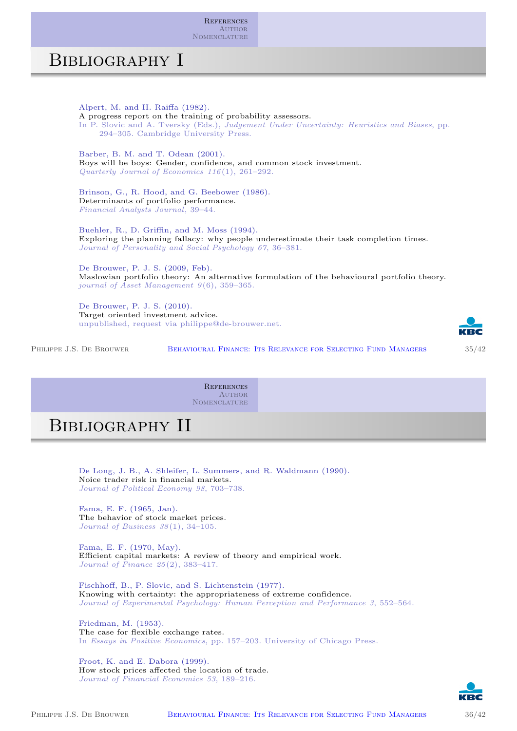# Bibliography I

Alpert, M. and H. Raiffa (1982).
A progress report on the training of probability assessors.
In P. Slovic and A. Tversky (Eds.), *Judgement Under Uncertainty: Heuristics and Biases*, pp. 294–305. Cambridge University Press.

Barber, B. M. and T. Odean (2001).
Boys will be boys: Gender, confidence, and common stock investment.
*Quarterly Journal of Economics 116*(1), 261–292.

Brinson, G., R. Hood, and G. Beebower (1986).
Determinants of portfolio performance.
*Financial Analysts Journal*, 39–44.

Buehler, R., D. Griffin, and M. Moss (1994).
Exploring the planning fallacy: why people underestimate their task completion times.
*Journal of Personality and Social Psychology 67*, 36–381.

De Brouwer, P. J. S. (2009, Feb).
Maslowian portfolio theory: An alternative formulation of the behavioural portfolio theory.
*journal of Asset Management 9*(6), 359–365.

De Brouwer, P. J. S. (2010).
Target oriented investment advice.
unpublished, request via philippe@de-brouwer.net.

# Bibliography II

De Long, J. B., A. Shleifer, L. Summers, and R. Waldmann (1990).
Noice trader risk in financial markets.
*Journal of Political Economy 98*, 703–738.

Fama, E. F. (1965, Jan).
The behavior of stock market prices.
*Journal of Business 38*(1), 34–105.

Fama, E. F. (1970, May).
Efficient capital markets: A review of theory and empirical work.
*Journal of Finance 25*(2), 383–417.

Fischhoff, B., P. Slovic, and S. Lichtenstein (1977).
Knowing with certainty: the appropriateness of extreme confidence.
*Journal of Experimental Psychology: Human Perception and Performance 3*, 552–564.

Friedman, M. (1953).
The case for flexible exchange rates.
In *Essays in Positive Economics*, pp. 157–203. University of Chicago Press.

Froot, K. and E. Dabora (1999).
How stock prices affected the location of trade.
*Journal of Financial Economics 53*, 189–216.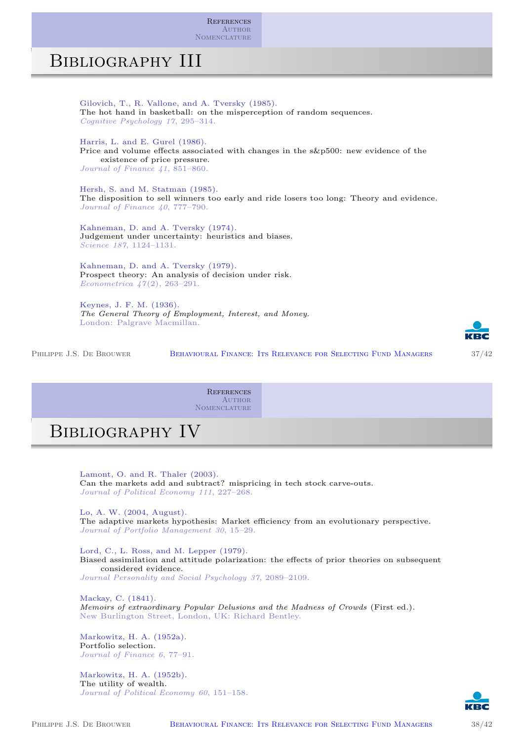# Bibliography III

Gilovich, T., R. Vallone, and A. Tversky (1985).
The hot hand in basketball: on the misperception of random sequences.
*Cognitive Psychology 17*, 295–314.

Harris, L. and E. Gurel (1986).
Price and volume effects associated with changes in the s&p500: new evidence of the existence of price pressure.
*Journal of Finance 41*, 851–860.

Hersh, S. and M. Statman (1985).
The disposition to sell winners too early and ride losers too long: Theory and evidence.
*Journal of Finance 40*, 777–790.

Kahneman, D. and A. Tversky (1974).
Judgement under uncertainty: heuristics and biases.
*Science 187*, 1124–1131.

Kahneman, D. and A. Tversky (1979).
Prospect theory: An analysis of decision under risk.
*Econometrica 47*(2), 263–291.

Keynes, J. F. M. (1936).
*The General Theory of Employment, Interest, and Money.*
London: Palgrave Macmillan.

# Bibliography IV

Lamont, O. and R. Thaler (2003).
Can the markets add and subtract? mispricing in tech stock carve-outs.
*Journal of Political Economy 111*, 227–268.

Lo, A. W. (2004, August).
The adaptive markets hypothesis: Market efficiency from an evolutionary perspective.
*Journal of Portfolio Management 30*, 15–29.

Lord, C., L. Ross, and M. Lepper (1979).
Biased assimilation and attitude polarization: the effects of prior theories on subsequent considered evidence.
*Journal Personality and Social Psychology 37*, 2089–2109.

Mackay, C. (1841).
*Memoirs of extraordinary Popular Delusions and the Madness of Crowds* (First ed.).
New Burlington Street, London, UK: Richard Bentley.

Markowitz, H. A. (1952a).
Portfolio selection.
*Journal of Finance 6*, 77–91.

Markowitz, H. A. (1952b).
The utility of wealth.
*Journal of Political Economy 60*, 151–158.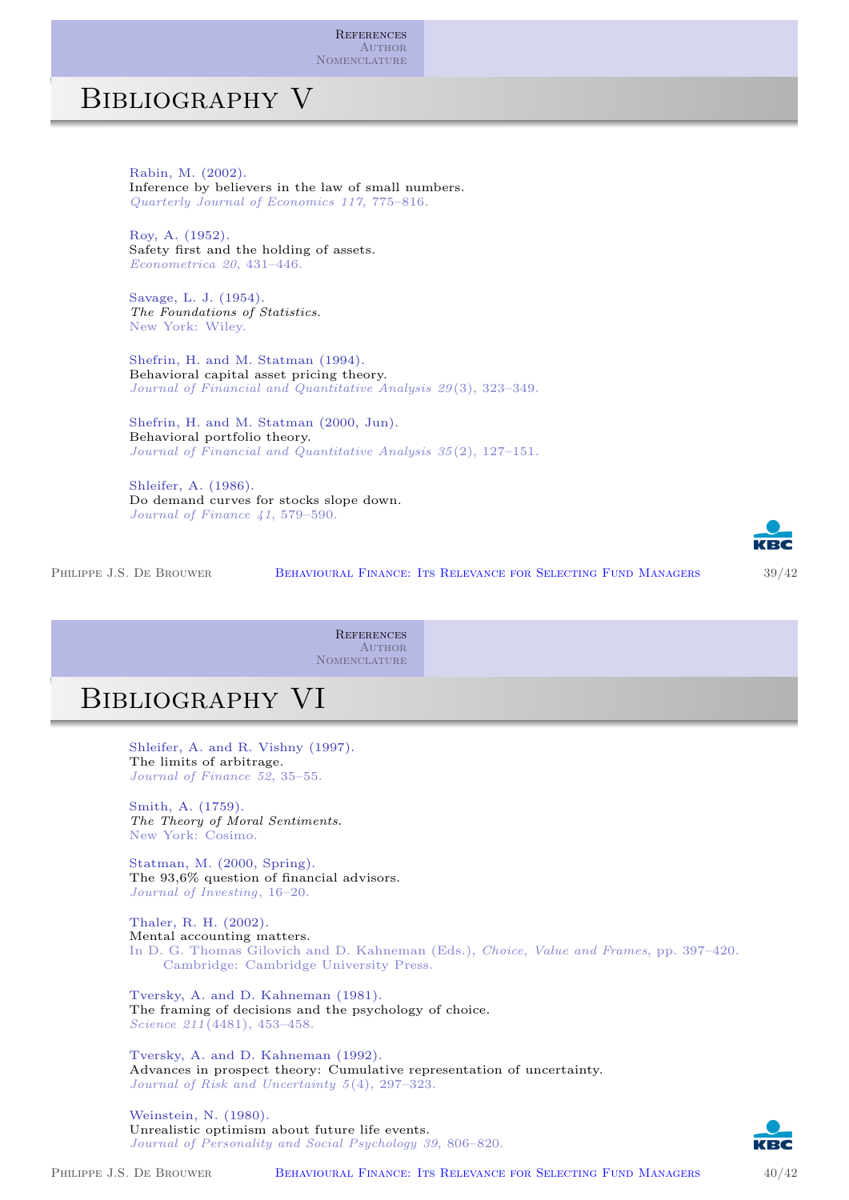# Bibliography V

Rabin, M. (2002).
Inference by believers in the law of small numbers.
*Quarterly Journal of Economics 117*, 775–816.

Roy, A. (1952).
Safety first and the holding of assets.
*Econometrica 20*, 431–446.

Savage, L. J. (1954).
*The Foundations of Statistics*.
New York: Wiley.

Shefrin, H. and M. Statman (1994).
Behavioral capital asset pricing theory.
*Journal of Financial and Quantitative Analysis 29*(3), 323–349.

Shefrin, H. and M. Statman (2000, Jun).
Behavioral portfolio theory.
*Journal of Financial and Quantitative Analysis 35*(2), 127–151.

Shleifer, A. (1986).
Do demand curves for stocks slope down.
*Journal of Finance 41*, 579–590.

# Bibliography VI

Shleifer, A. and R. Vishny (1997).
The limits of arbitrage.
*Journal of Finance 52*, 35–55.

Smith, A. (1759).
*The Theory of Moral Sentiments*.
New York: Cosimo.

Statman, M. (2000, Spring).
The 93,6% question of financial advisors.
*Journal of Investing*, 16–20.

Thaler, R. H. (2002).
Mental accounting matters.
In D. G. Thomas Gilovich and D. Kahneman (Eds.), *Choice, Value and Frames*, pp. 397–420. Cambridge: Cambridge University Press.

Tversky, A. and D. Kahneman (1981).
The framing of decisions and the psychology of choice.
*Science 211*(4481), 453–458.

Tversky, A. and D. Kahneman (1992).
Advances in prospect theory: Cumulative representation of uncertainty.
*Journal of Risk and Uncertainty 5*(4), 297–323.

Weinstein, N. (1980).
Unrealistic optimism about future life events.
*Journal of Personality and Social Psychology 39*, 806–820.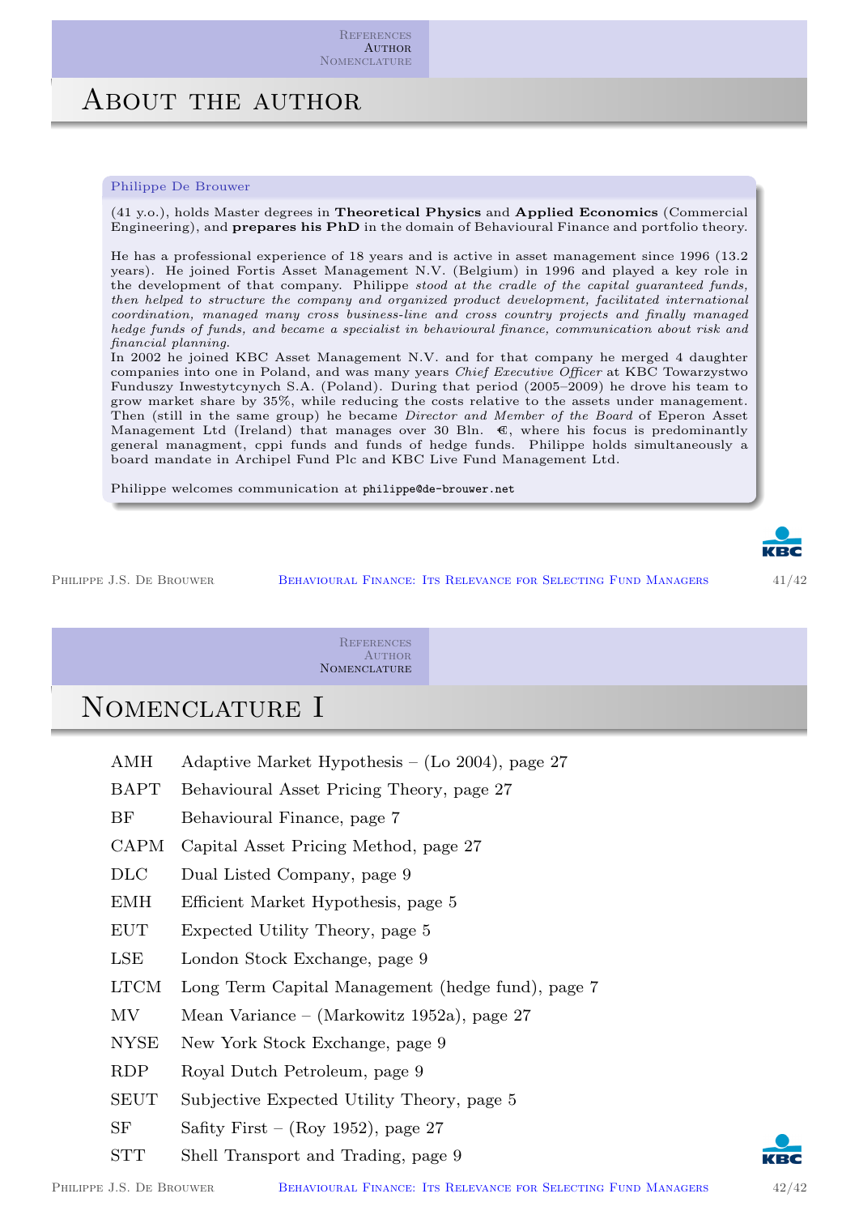# About the author

**Philippe De Brouwer**

(41 y.o.), holds Master degrees in **Theoretical Physics** and **Applied Economics** (Commercial Engineering), and **prepares his PhD** in the domain of Behavioural Finance and portfolio theory.

He has a professional experience of 18 years and is active in asset management since 1996 (13.2 years). He joined Fortis Asset Management N.V. (Belgium) in 1996 and played a key role in the development of that company. Philippe *stood at the cradle of the capital guaranteed funds, then helped to structure the company and organized product development, facilitated international coordination, managed many cross business-line and cross country projects and finally managed hedge funds of funds, and became a specialist in behavioural finance, communication about risk and financial planning.*
In 2002 he joined KBC Asset Management N.V. and for that company he merged 4 daughter companies into one in Poland, and was many years *Chief Executive Officer* at KBC Towarzystwo Funduszy Inwestytcynych S.A. (Poland). During that period (2005–2009) he drove his team to grow market share by 35%, while reducing the costs relative to the assets under management. Then (still in the same group) he became *Director and Member of the Board* of Eperon Asset Management Ltd (Ireland) that manages over 30 Bln. €, where his focus is predominantly general managment, cppi funds and funds of hedge funds. Philippe holds simultaneously a board mandate in Archipel Fund Plc and KBC Live Fund Management Ltd.

Philippe welcomes communication at `philippe@de-brouwer.net`

# Nomenclature I

| | |
|---|---|
| AMH | Adaptive Market Hypothesis – (Lo 2004), page 27 |
| BAPT | Behavioural Asset Pricing Theory, page 27 |
| BF | Behavioural Finance, page 7 |
| CAPM | Capital Asset Pricing Method, page 27 |
| DLC | Dual Listed Company, page 9 |
| EMH | Efficient Market Hypothesis, page 5 |
| EUT | Expected Utility Theory, page 5 |
| LSE | London Stock Exchange, page 9 |
| LTCM | Long Term Capital Management (hedge fund), page 7 |
| MV | Mean Variance – (Markowitz 1952a), page 27 |
| NYSE | New York Stock Exchange, page 9 |
| RDP | Royal Dutch Petroleum, page 9 |
| SEUT | Subjective Expected Utility Theory, page 5 |
| SF | Safity First – (Roy 1952), page 27 |
| STT | Shell Transport and Trading, page 9 |